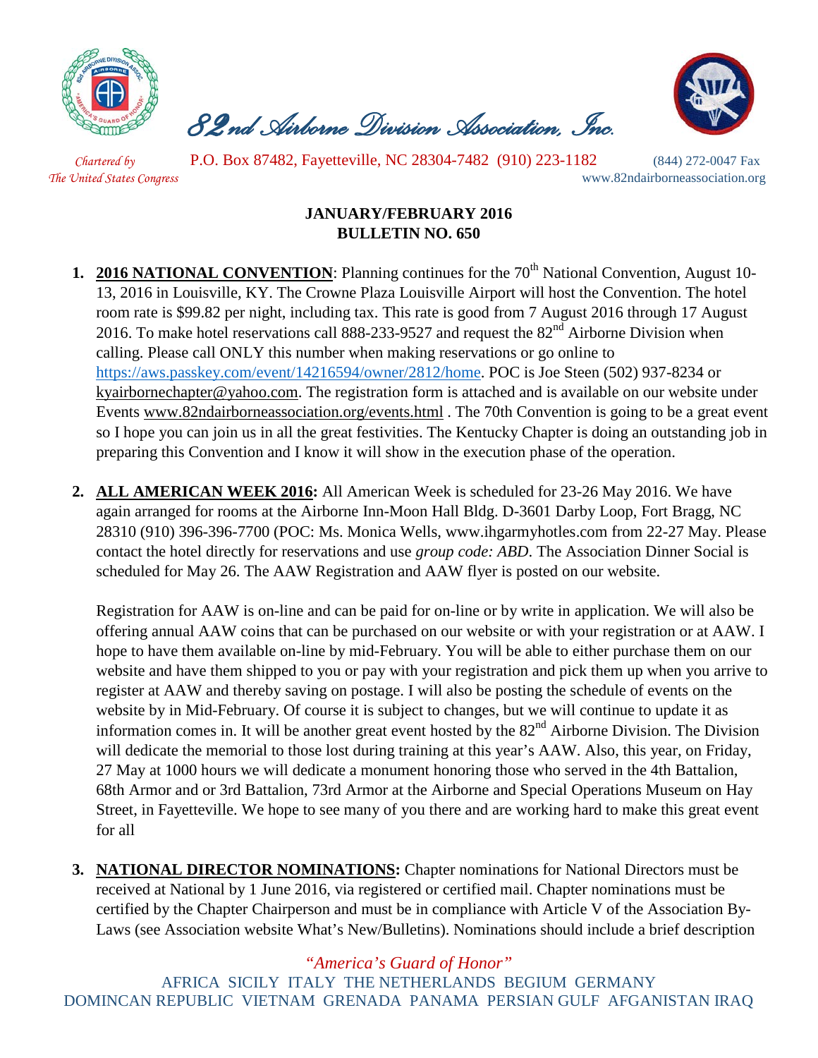# 82nd Airborne Division Association, Inc.

*Chartered by The United States Congress*

P.O. Box 87482, Fayetteville, NC 28304-7482 (910) 223-1182 (844) 272-0047 Fax
www.82ndairborneassociation.org

**JANUARY/FEBRUARY 2016**
**BULLETIN NO. 650**

1. **2016 NATIONAL CONVENTION**: Planning continues for the 70th National Convention, August 10-13, 2016 in Louisville, KY. The Crowne Plaza Louisville Airport will host the Convention. The hotel room rate is $99.82 per night, including tax. This rate is good from 7 August 2016 through 17 August 2016. To make hotel reservations call 888-233-9527 and request the 82nd Airborne Division when calling. Please call ONLY this number when making reservations or go online to https://aws.passkey.com/event/14216594/owner/2812/home. POC is Joe Steen (502) 937-8234 or kyairbornechapter@yahoo.com. The registration form is attached and is available on our website under Events www.82ndairborneassociation.org/events.html . The 70th Convention is going to be a great event so I hope you can join us in all the great festivities. The Kentucky Chapter is doing an outstanding job in preparing this Convention and I know it will show in the execution phase of the operation.

2. **ALL AMERICAN WEEK 2016:** All American Week is scheduled for 23-26 May 2016. We have again arranged for rooms at the Airborne Inn-Moon Hall Bldg. D-3601 Darby Loop, Fort Bragg, NC 28310 (910) 396-396-7700 (POC: Ms. Monica Wells, www.ihgarmyhotles.com from 22-27 May. Please contact the hotel directly for reservations and use *group code: ABD*. The Association Dinner Social is scheduled for May 26. The AAW Registration and AAW flyer is posted on our website.

   Registration for AAW is on-line and can be paid for on-line or by write in application. We will also be offering annual AAW coins that can be purchased on our website or with your registration or at AAW. I hope to have them available on-line by mid-February. You will be able to either purchase them on our website and have them shipped to you or pay with your registration and pick them up when you arrive to register at AAW and thereby saving on postage. I will also be posting the schedule of events on the website by in Mid-February. Of course it is subject to changes, but we will continue to update it as information comes in. It will be another great event hosted by the 82nd Airborne Division. The Division will dedicate the memorial to those lost during training at this year's AAW. Also, this year, on Friday, 27 May at 1000 hours we will dedicate a monument honoring those who served in the 4th Battalion, 68th Armor and or 3rd Battalion, 73rd Armor at the Airborne and Special Operations Museum on Hay Street, in Fayetteville. We hope to see many of you there and are working hard to make this great event for all

3. **NATIONAL DIRECTOR NOMINATIONS:** Chapter nominations for National Directors must be received at National by 1 June 2016, via registered or certified mail. Chapter nominations must be certified by the Chapter Chairperson and must be in compliance with Article V of the Association By-Laws (see Association website What's New/Bulletins). Nominations should include a brief description

*"America's Guard of Honor"*
AFRICA SICILY ITALY THE NETHERLANDS BEGIUM GERMANY DOMINCAN REPUBLIC VIETNAM GRENADA PANAMA PERSIAN GULF AFGANISTAN IRAQ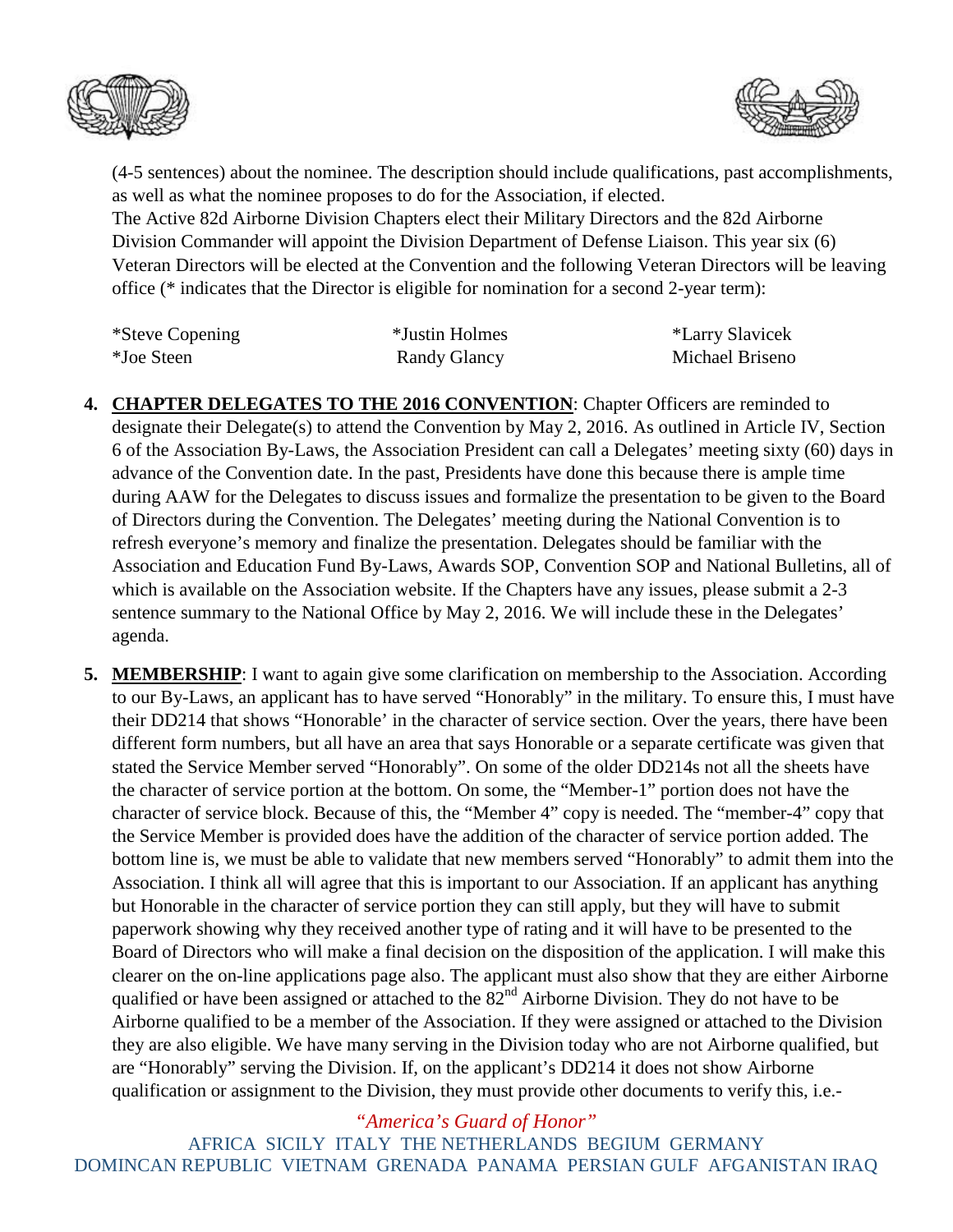(4-5 sentences) about the nominee. The description should include qualifications, past accomplishments, as well as what the nominee proposes to do for the Association, if elected.
The Active 82d Airborne Division Chapters elect their Military Directors and the 82d Airborne Division Commander will appoint the Division Department of Defense Liaison. This year six (6) Veteran Directors will be elected at the Convention and the following Veteran Directors will be leaving office (* indicates that the Director is eligible for nomination for a second 2-year term):

| | | |
|---|---|---|
| *Steve Copening | *Justin Holmes | *Larry Slavicek |
| *Joe Steen | Randy Glancy | Michael Briseno |

4. **CHAPTER DELEGATES TO THE 2016 CONVENTION**: Chapter Officers are reminded to designate their Delegate(s) to attend the Convention by May 2, 2016. As outlined in Article IV, Section 6 of the Association By-Laws, the Association President can call a Delegates' meeting sixty (60) days in advance of the Convention date. In the past, Presidents have done this because there is ample time during AAW for the Delegates to discuss issues and formalize the presentation to be given to the Board of Directors during the Convention. The Delegates' meeting during the National Convention is to refresh everyone's memory and finalize the presentation. Delegates should be familiar with the Association and Education Fund By-Laws, Awards SOP, Convention SOP and National Bulletins, all of which is available on the Association website. If the Chapters have any issues, please submit a 2-3 sentence summary to the National Office by May 2, 2016. We will include these in the Delegates' agenda.

5. **MEMBERSHIP**: I want to again give some clarification on membership to the Association. According to our By-Laws, an applicant has to have served "Honorably" in the military. To ensure this, I must have their DD214 that shows "Honorable' in the character of service section. Over the years, there have been different form numbers, but all have an area that says Honorable or a separate certificate was given that stated the Service Member served "Honorably". On some of the older DD214s not all the sheets have the character of service portion at the bottom. On some, the "Member-1" portion does not have the character of service block. Because of this, the "Member 4" copy is needed. The "member-4" copy that the Service Member is provided does have the addition of the character of service portion added. The bottom line is, we must be able to validate that new members served "Honorably" to admit them into the Association. I think all will agree that this is important to our Association. If an applicant has anything but Honorable in the character of service portion they can still apply, but they will have to submit paperwork showing why they received another type of rating and it will have to be presented to the Board of Directors who will make a final decision on the disposition of the application. I will make this clearer on the on-line applications page also. The applicant must also show that they are either Airborne qualified or have been assigned or attached to the 82nd Airborne Division. They do not have to be Airborne qualified to be a member of the Association. If they were assigned or attached to the Division they are also eligible. We have many serving in the Division today who are not Airborne qualified, but are "Honorably" serving the Division. If, on the applicant's DD214 it does not show Airborne qualification or assignment to the Division, they must provide other documents to verify this, i.e.-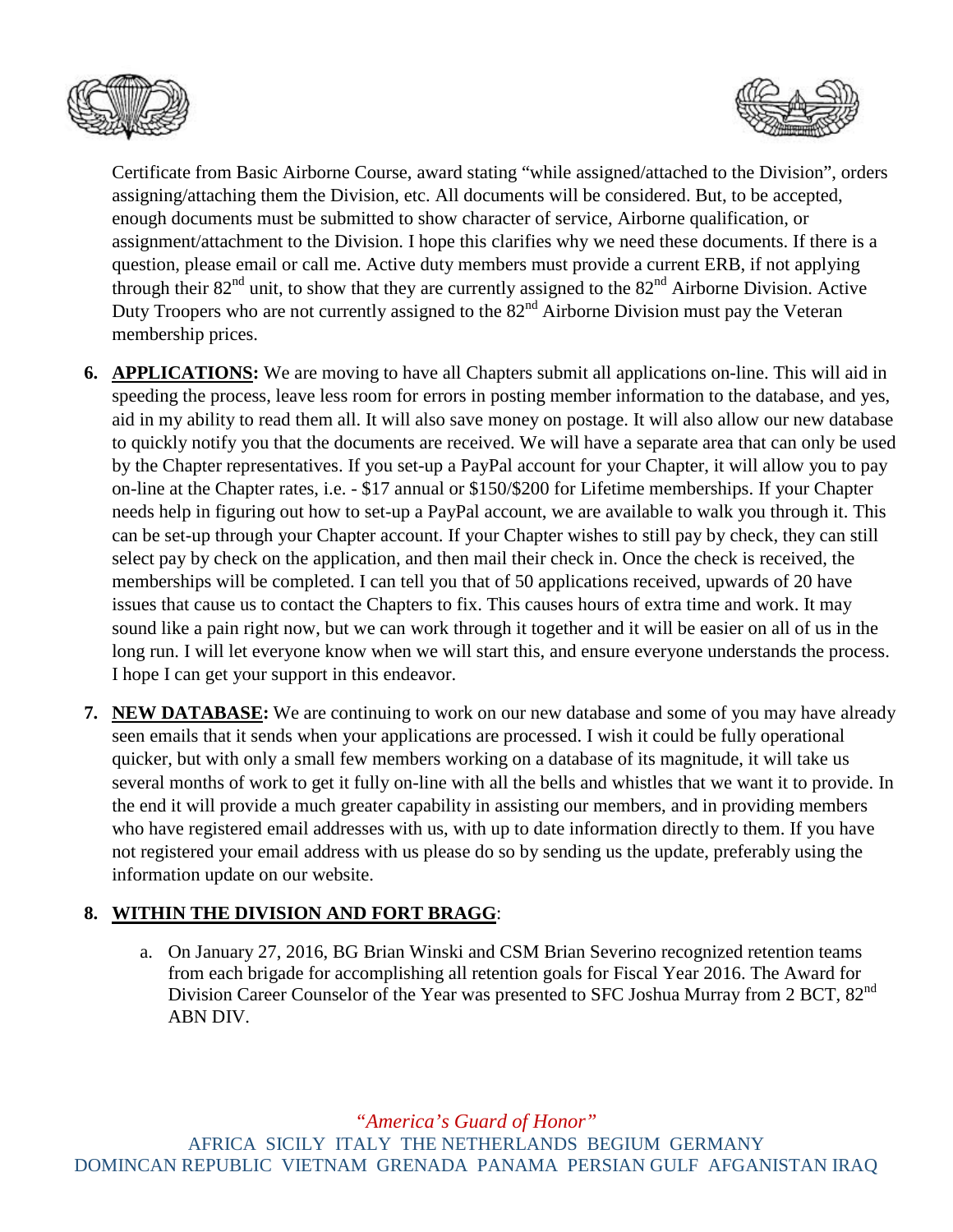Certificate from Basic Airborne Course, award stating “while assigned/attached to the Division”, orders assigning/attaching them the Division, etc. All documents will be considered. But, to be accepted, enough documents must be submitted to show character of service, Airborne qualification, or assignment/attachment to the Division. I hope this clarifies why we need these documents. If there is a question, please email or call me. Active duty members must provide a current ERB, if not applying through their 82nd unit, to show that they are currently assigned to the 82nd Airborne Division. Active Duty Troopers who are not currently assigned to the 82nd Airborne Division must pay the Veteran membership prices.

6. **APPLICATIONS:** We are moving to have all Chapters submit all applications on-line. This will aid in speeding the process, leave less room for errors in posting member information to the database, and yes, aid in my ability to read them all. It will also save money on postage. It will also allow our new database to quickly notify you that the documents are received. We will have a separate area that can only be used by the Chapter representatives. If you set-up a PayPal account for your Chapter, it will allow you to pay on-line at the Chapter rates, i.e. - $17 annual or $150/$200 for Lifetime memberships. If your Chapter needs help in figuring out how to set-up a PayPal account, we are available to walk you through it. This can be set-up through your Chapter account. If your Chapter wishes to still pay by check, they can still select pay by check on the application, and then mail their check in. Once the check is received, the memberships will be completed. I can tell you that of 50 applications received, upwards of 20 have issues that cause us to contact the Chapters to fix. This causes hours of extra time and work. It may sound like a pain right now, but we can work through it together and it will be easier on all of us in the long run. I will let everyone know when we will start this, and ensure everyone understands the process. I hope I can get your support in this endeavor.

7. **NEW DATABASE:** We are continuing to work on our new database and some of you may have already seen emails that it sends when your applications are processed. I wish it could be fully operational quicker, but with only a small few members working on a database of its magnitude, it will take us several months of work to get it fully on-line with all the bells and whistles that we want it to provide. In the end it will provide a much greater capability in assisting our members, and in providing members who have registered email addresses with us, with up to date information directly to them. If you have not registered your email address with us please do so by sending us the update, preferably using the information update on our website.

8. **WITHIN THE DIVISION AND FORT BRAGG**:

   a. On January 27, 2016, BG Brian Winski and CSM Brian Severino recognized retention teams from each brigade for accomplishing all retention goals for Fiscal Year 2016. The Award for Division Career Counselor of the Year was presented to SFC Joshua Murray from 2 BCT, 82nd ABN DIV.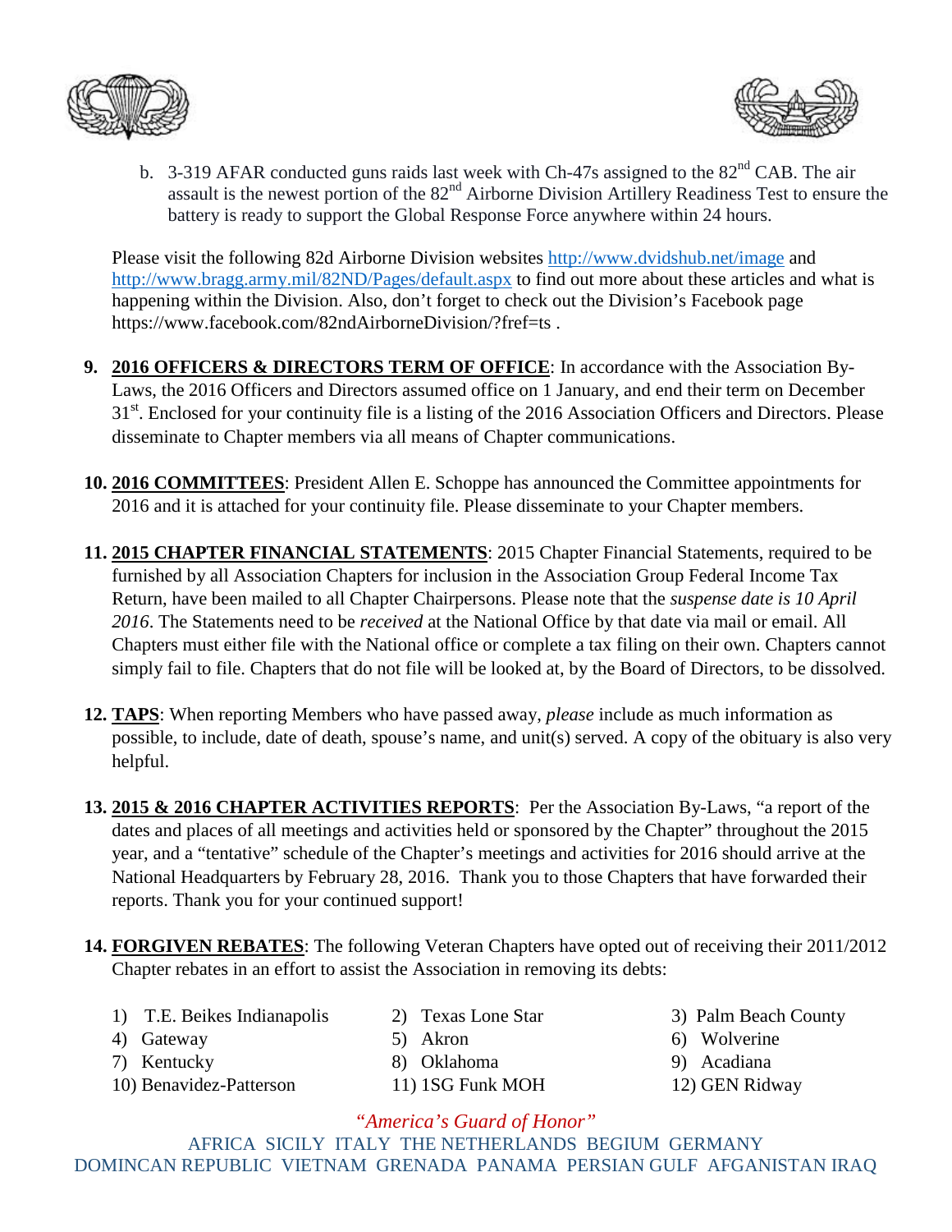b. 3-319 AFAR conducted guns raids last week with Ch-47s assigned to the 82[nd] CAB. The air assault is the newest portion of the 82[nd] Airborne Division Artillery Readiness Test to ensure the battery is ready to support the Global Response Force anywhere within 24 hours.

Please visit the following 82d Airborne Division websites http://www.dvidshub.net/image and http://www.bragg.army.mil/82ND/Pages/default.aspx to find out more about these articles and what is happening within the Division. Also, don't forget to check out the Division's Facebook page https://www.facebook.com/82ndAirborneDivision/?fref=ts .

9. **2016 OFFICERS & DIRECTORS TERM OF OFFICE**: In accordance with the Association By-Laws, the 2016 Officers and Directors assumed office on 1 January, and end their term on December 31[st]. Enclosed for your continuity file is a listing of the 2016 Association Officers and Directors. Please disseminate to Chapter members via all means of Chapter communications.

10. **2016 COMMITTEES**: President Allen E. Schoppe has announced the Committee appointments for 2016 and it is attached for your continuity file. Please disseminate to your Chapter members.

11. **2015 CHAPTER FINANCIAL STATEMENTS**: 2015 Chapter Financial Statements, required to be furnished by all Association Chapters for inclusion in the Association Group Federal Income Tax Return, have been mailed to all Chapter Chairpersons. Please note that the *suspense date is 10 April 2016*. The Statements need to be *received* at the National Office by that date via mail or email. All Chapters must either file with the National office or complete a tax filing on their own. Chapters cannot simply fail to file. Chapters that do not file will be looked at, by the Board of Directors, to be dissolved.

12. **TAPS**: When reporting Members who have passed away, *please* include as much information as possible, to include, date of death, spouse's name, and unit(s) served. A copy of the obituary is also very helpful.

13. **2015 & 2016 CHAPTER ACTIVITIES REPORTS**: Per the Association By-Laws, "a report of the dates and places of all meetings and activities held or sponsored by the Chapter" throughout the 2015 year, and a "tentative" schedule of the Chapter's meetings and activities for 2016 should arrive at the National Headquarters by February 28, 2016. Thank you to those Chapters that have forwarded their reports. Thank you for your continued support!

14. **FORGIVEN REBATES**: The following Veteran Chapters have opted out of receiving their 2011/2012 Chapter rebates in an effort to assist the Association in removing its debts:

1) T.E. Beikes Indianapolis
2) Texas Lone Star
3) Palm Beach County
4) Gateway
5) Akron
6) Wolverine
7) Kentucky
8) Oklahoma
9) Acadiana
10) Benavidez-Patterson
11) 1SG Funk MOH
12) GEN Ridway

*"America's Guard of Honor"*

AFRICA SICILY ITALY THE NETHERLANDS BEGIUM GERMANY
DOMINCAN REPUBLIC VIETNAM GRENADA PANAMA PERSIAN GULF AFGANISTAN IRAQ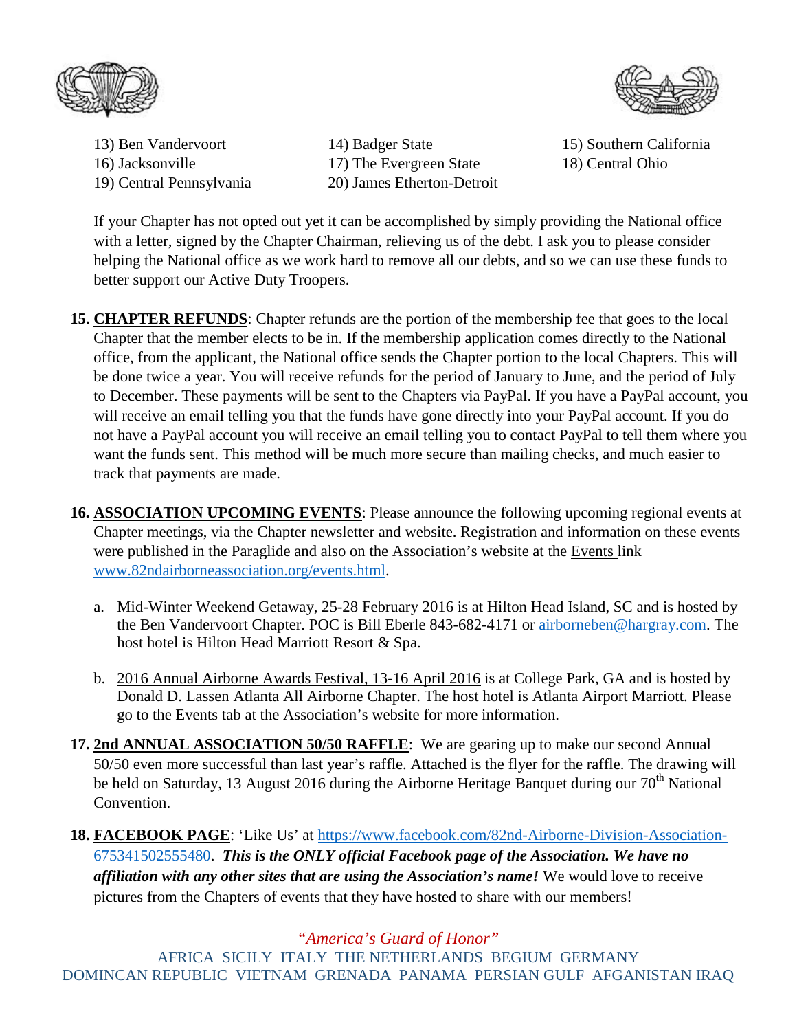13) Ben Vandervoort
14) Badger State
15) Southern California
16) Jacksonville
17) The Evergreen State
18) Central Ohio
19) Central Pennsylvania
20) James Etherton-Detroit

If your Chapter has not opted out yet it can be accomplished by simply providing the National office with a letter, signed by the Chapter Chairman, relieving us of the debt. I ask you to please consider helping the National office as we work hard to remove all our debts, and so we can use these funds to better support our Active Duty Troopers.

**15. CHAPTER REFUNDS**: Chapter refunds are the portion of the membership fee that goes to the local Chapter that the member elects to be in. If the membership application comes directly to the National office, from the applicant, the National office sends the Chapter portion to the local Chapters. This will be done twice a year. You will receive refunds for the period of January to June, and the period of July to December. These payments will be sent to the Chapters via PayPal. If you have a PayPal account, you will receive an email telling you that the funds have gone directly into your PayPal account. If you do not have a PayPal account you will receive an email telling you to contact PayPal to tell them where you want the funds sent. This method will be much more secure than mailing checks, and much easier to track that payments are made.

**16. ASSOCIATION UPCOMING EVENTS**: Please announce the following upcoming regional events at Chapter meetings, via the Chapter newsletter and website. Registration and information on these events were published in the Paraglide and also on the Association's website at the Events link www.82ndairborneassociation.org/events.html.

a. Mid-Winter Weekend Getaway, 25-28 February 2016 is at Hilton Head Island, SC and is hosted by the Ben Vandervoort Chapter. POC is Bill Eberle 843-682-4171 or airborneben@hargray.com. The host hotel is Hilton Head Marriott Resort & Spa.

b. 2016 Annual Airborne Awards Festival, 13-16 April 2016 is at College Park, GA and is hosted by Donald D. Lassen Atlanta All Airborne Chapter. The host hotel is Atlanta Airport Marriott. Please go to the Events tab at the Association's website for more information.

**17. 2nd ANNUAL ASSOCIATION 50/50 RAFFLE**: We are gearing up to make our second Annual 50/50 even more successful than last year's raffle. Attached is the flyer for the raffle. The drawing will be held on Saturday, 13 August 2016 during the Airborne Heritage Banquet during our 70th National Convention.

**18. FACEBOOK PAGE**: 'Like Us' at https://www.facebook.com/82nd-Airborne-Division-Association-675341502555480. ***This is the ONLY official Facebook page of the Association. We have no affiliation with any other sites that are using the Association's name!*** We would love to receive pictures from the Chapters of events that they have hosted to share with our members!

*"America's Guard of Honor"*

AFRICA SICILY ITALY THE NETHERLANDS BEGIUM GERMANY
DOMINCAN REPUBLIC VIETNAM GRENADA PANAMA PERSIAN GULF AFGANISTAN IRAQ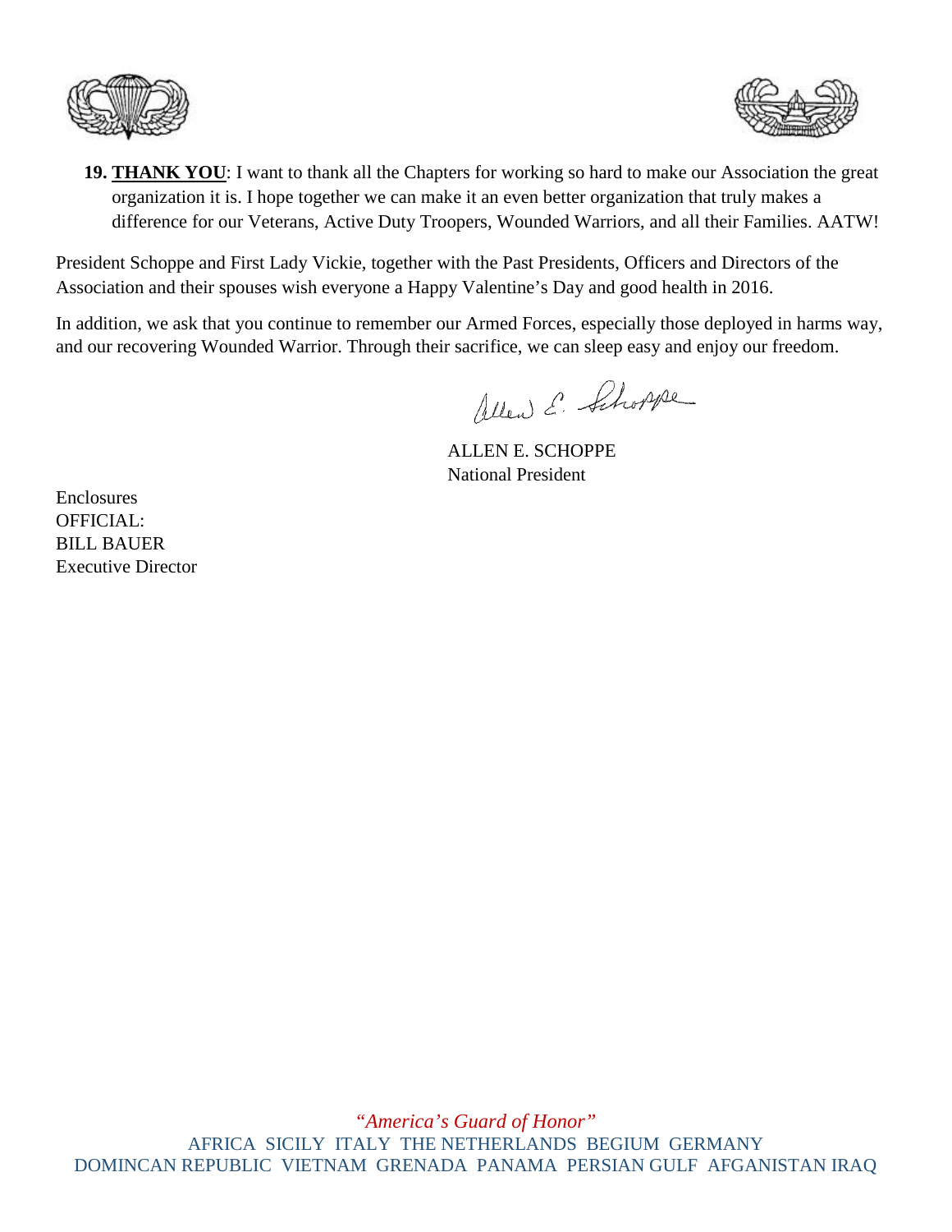19. **<u>THANK YOU</u>**: I want to thank all the Chapters for working so hard to make our Association the great organization it is. I hope together we can make it an even better organization that truly makes a difference for our Veterans, Active Duty Troopers, Wounded Warriors, and all their Families. AATW!

President Schoppe and First Lady Vickie, together with the Past Presidents, Officers and Directors of the Association and their spouses wish everyone a Happy Valentine's Day and good health in 2016.

In addition, we ask that you continue to remember our Armed Forces, especially those deployed in harms way, and our recovering Wounded Warrior. Through their sacrifice, we can sleep easy and enjoy our freedom.

Allen E. Schoppe

ALLEN E. SCHOPPE
National President

Enclosures
OFFICIAL:
BILL BAUER
Executive Director

*"America's Guard of Honor"*

AFRICA SICILY ITALY THE NETHERLANDS BEGIUM GERMANY
DOMINCAN REPUBLIC VIETNAM GRENADA PANAMA PERSIAN GULF AFGANISTAN IRAQ